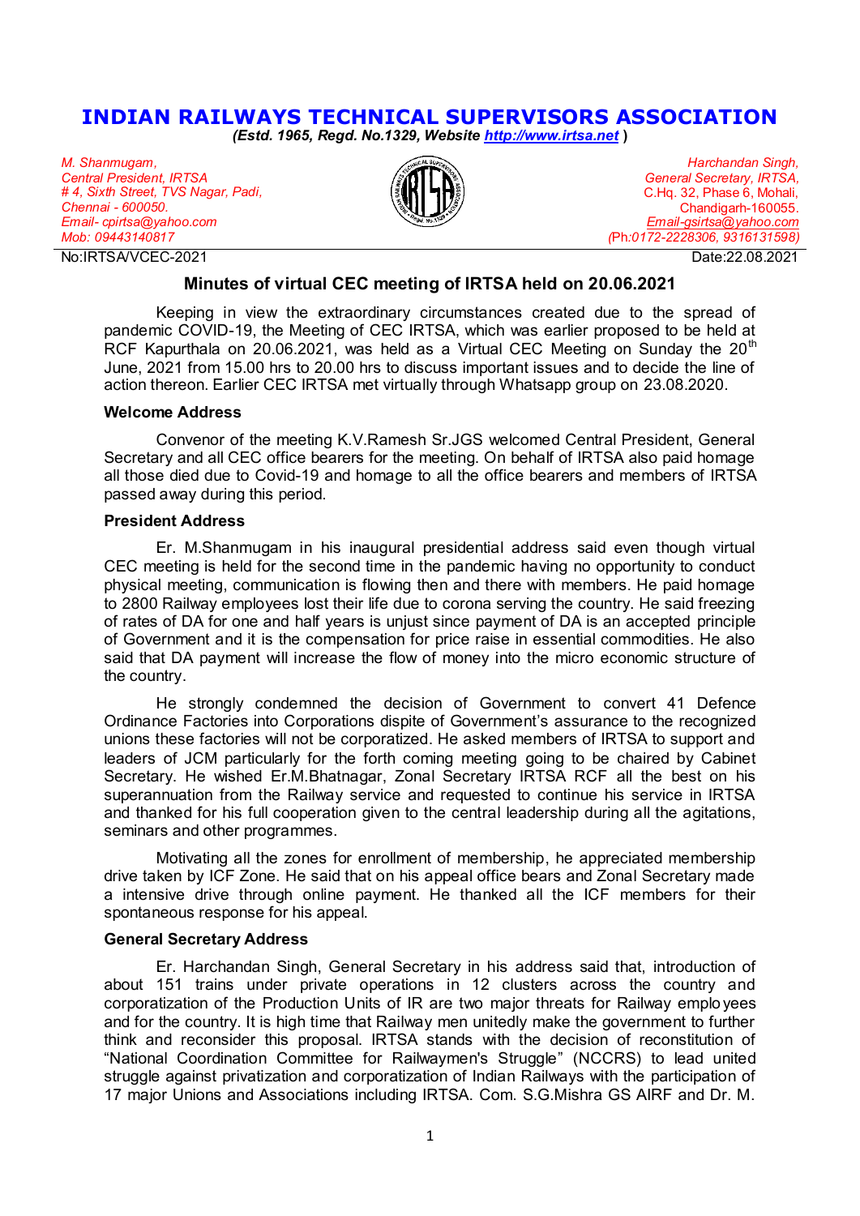# INDIAN RAILWAYS TECHNICAL SUPERVISORS ASSOCIATION

*(Estd. 1965, Regd. No.1329, Website http://www.irtsa.net )*

*M. Shanmugam,*
*Central President, IRTSA*
*# 4, Sixth Street, TVS Nagar, Padi,*
*Chennai - 600050.*
*Email- cpirtsa@yahoo.com*
*Mob: 09443140817*

*Harchandan Singh,*
*General Secretary, IRTSA,*
C.Hq. 32, Phase 6, Mohali,
Chandigarh-160055.
*Email-gsirtsa@yahoo.com*
*(Ph:0172-2228306, 9316131598)*

No:IRTSA/VCEC-2021 Date:22.08.2021

## Minutes of virtual CEC meeting of IRTSA held on 20.06.2021

Keeping in view the extraordinary circumstances created due to the spread of pandemic COVID-19, the Meeting of CEC IRTSA, which was earlier proposed to be held at RCF Kapurthala on 20.06.2021, was held as a Virtual CEC Meeting on Sunday the 20th June, 2021 from 15.00 hrs to 20.00 hrs to discuss important issues and to decide the line of action thereon. Earlier CEC IRTSA met virtually through Whatsapp group on 23.08.2020.

### Welcome Address

Convenor of the meeting K.V.Ramesh Sr.JGS welcomed Central President, General Secretary and all CEC office bearers for the meeting. On behalf of IRTSA also paid homage all those died due to Covid-19 and homage to all the office bearers and members of IRTSA passed away during this period.

### President Address

Er. M.Shanmugam in his inaugural presidential address said even though virtual CEC meeting is held for the second time in the pandemic having no opportunity to conduct physical meeting, communication is flowing then and there with members. He paid homage to 2800 Railway employees lost their life due to corona serving the country. He said freezing of rates of DA for one and half years is unjust since payment of DA is an accepted principle of Government and it is the compensation for price raise in essential commodities. He also said that DA payment will increase the flow of money into the micro economic structure of the country.

He strongly condemned the decision of Government to convert 41 Defence Ordinance Factories into Corporations dispite of Government's assurance to the recognized unions these factories will not be corporatized. He asked members of IRTSA to support and leaders of JCM particularly for the forth coming meeting going to be chaired by Cabinet Secretary. He wished Er.M.Bhatnagar, Zonal Secretary IRTSA RCF all the best on his superannuation from the Railway service and requested to continue his service in IRTSA and thanked for his full cooperation given to the central leadership during all the agitations, seminars and other programmes.

Motivating all the zones for enrollment of membership, he appreciated membership drive taken by ICF Zone. He said that on his appeal office bears and Zonal Secretary made a intensive drive through online payment. He thanked all the ICF members for their spontaneous response for his appeal.

### General Secretary Address

Er. Harchandan Singh, General Secretary in his address said that, introduction of about 151 trains under private operations in 12 clusters across the country and corporatization of the Production Units of IR are two major threats for Railway employees and for the country. It is high time that Railway men unitedly make the government to further think and reconsider this proposal. IRTSA stands with the decision of reconstitution of "National Coordination Committee for Railwaymen's Struggle" (NCCRS) to lead united struggle against privatization and corporatization of Indian Railways with the participation of 17 major Unions and Associations including IRTSA. Com. S.G.Mishra GS AIRF and Dr. M.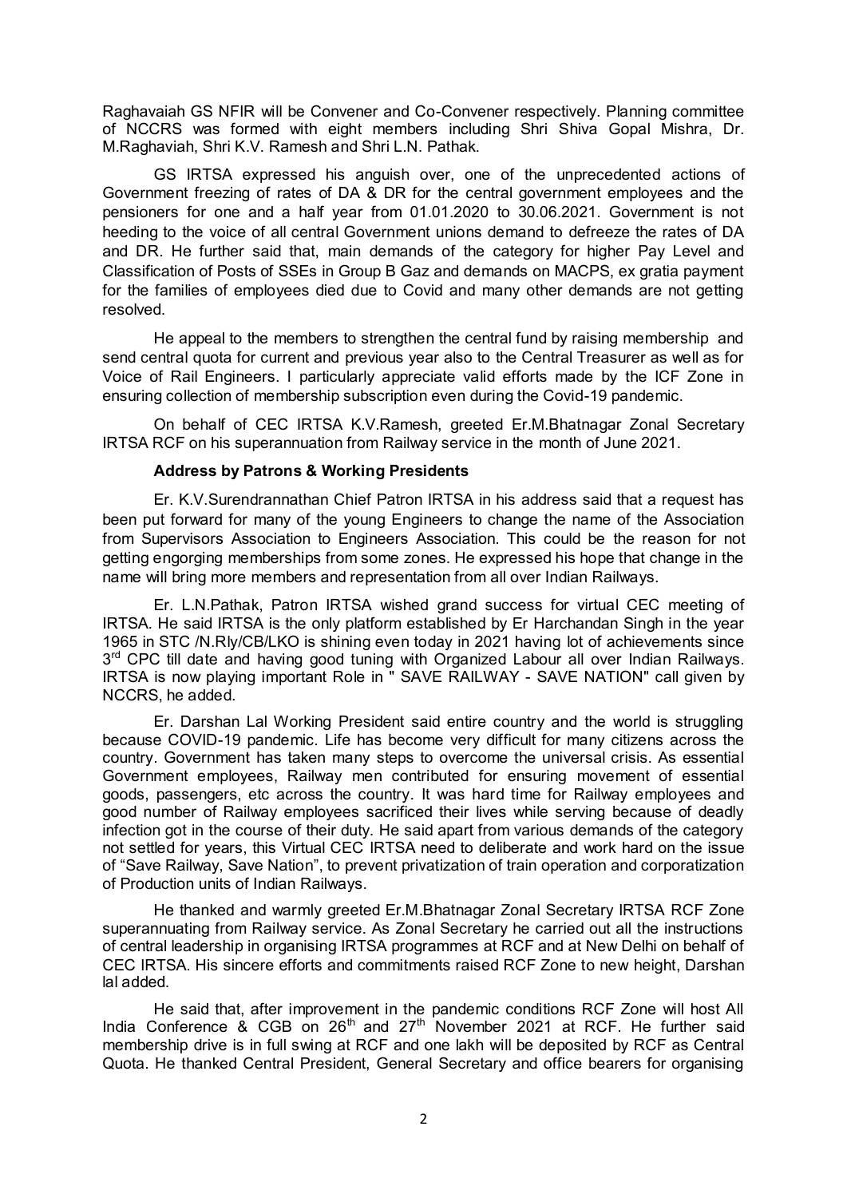Raghavaiah GS NFIR will be Convener and Co-Convener respectively. Planning committee of NCCRS was formed with eight members including Shri Shiva Gopal Mishra, Dr. M.Raghaviah, Shri K.V. Ramesh and Shri L.N. Pathak.

GS IRTSA expressed his anguish over, one of the unprecedented actions of Government freezing of rates of DA & DR for the central government employees and the pensioners for one and a half year from 01.01.2020 to 30.06.2021. Government is not heeding to the voice of all central Government unions demand to defreeze the rates of DA and DR. He further said that, main demands of the category for higher Pay Level and Classification of Posts of SSEs in Group B Gaz and demands on MACPS, ex gratia payment for the families of employees died due to Covid and many other demands are not getting resolved.

He appeal to the members to strengthen the central fund by raising membership and send central quota for current and previous year also to the Central Treasurer as well as for Voice of Rail Engineers. I particularly appreciate valid efforts made by the ICF Zone in ensuring collection of membership subscription even during the Covid-19 pandemic.

On behalf of CEC IRTSA K.V.Ramesh, greeted Er.M.Bhatnagar Zonal Secretary IRTSA RCF on his superannuation from Railway service in the month of June 2021.

**Address by Patrons & Working Presidents**

Er. K.V.Surendrannathan Chief Patron IRTSA in his address said that a request has been put forward for many of the young Engineers to change the name of the Association from Supervisors Association to Engineers Association. This could be the reason for not getting engorging memberships from some zones. He expressed his hope that change in the name will bring more members and representation from all over Indian Railways.

Er. L.N.Pathak, Patron IRTSA wished grand success for virtual CEC meeting of IRTSA. He said IRTSA is the only platform established by Er Harchandan Singh in the year 1965 in STC /N.Rly/CB/LKO is shining even today in 2021 having lot of achievements since 3rd CPC till date and having good tuning with Organized Labour all over Indian Railways. IRTSA is now playing important Role in " SAVE RAILWAY - SAVE NATION" call given by NCCRS, he added.

Er. Darshan Lal Working President said entire country and the world is struggling because COVID-19 pandemic. Life has become very difficult for many citizens across the country. Government has taken many steps to overcome the universal crisis. As essential Government employees, Railway men contributed for ensuring movement of essential goods, passengers, etc across the country. It was hard time for Railway employees and good number of Railway employees sacrificed their lives while serving because of deadly infection got in the course of their duty. He said apart from various demands of the category not settled for years, this Virtual CEC IRTSA need to deliberate and work hard on the issue of "Save Railway, Save Nation", to prevent privatization of train operation and corporatization of Production units of Indian Railways.

He thanked and warmly greeted Er.M.Bhatnagar Zonal Secretary IRTSA RCF Zone superannuating from Railway service. As Zonal Secretary he carried out all the instructions of central leadership in organising IRTSA programmes at RCF and at New Delhi on behalf of CEC IRTSA. His sincere efforts and commitments raised RCF Zone to new height, Darshan lal added.

He said that, after improvement in the pandemic conditions RCF Zone will host All India Conference & CGB on 26th and 27th November 2021 at RCF. He further said membership drive is in full swing at RCF and one lakh will be deposited by RCF as Central Quota. He thanked Central President, General Secretary and office bearers for organising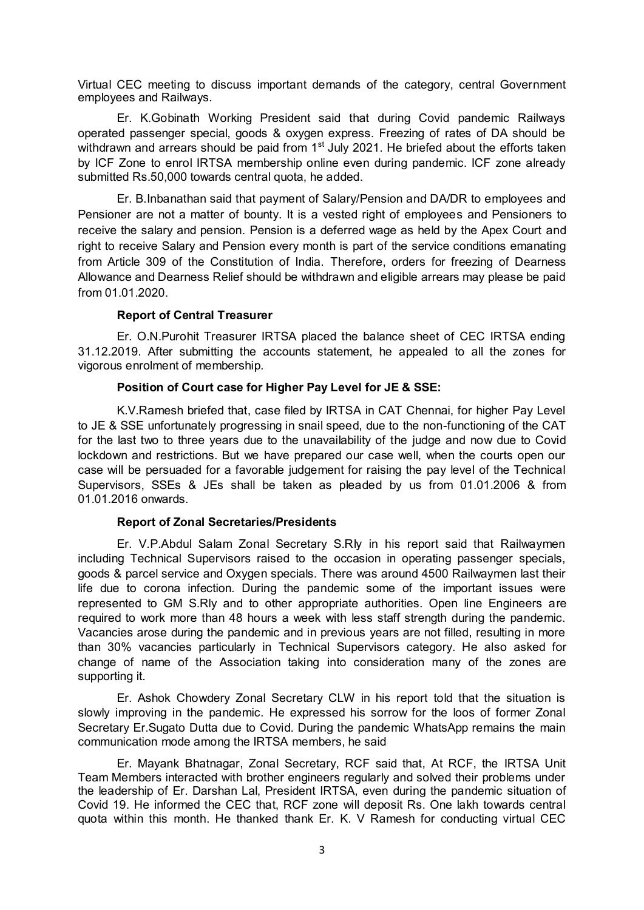Virtual CEC meeting to discuss important demands of the category, central Government employees and Railways.

Er. K.Gobinath Working President said that during Covid pandemic Railways operated passenger special, goods & oxygen express. Freezing of rates of DA should be withdrawn and arrears should be paid from 1st July 2021. He briefed about the efforts taken by ICF Zone to enrol IRTSA membership online even during pandemic. ICF zone already submitted Rs.50,000 towards central quota, he added.

Er. B.Inbanathan said that payment of Salary/Pension and DA/DR to employees and Pensioner are not a matter of bounty. It is a vested right of employees and Pensioners to receive the salary and pension. Pension is a deferred wage as held by the Apex Court and right to receive Salary and Pension every month is part of the service conditions emanating from Article 309 of the Constitution of India. Therefore, orders for freezing of Dearness Allowance and Dearness Relief should be withdrawn and eligible arrears may please be paid from 01.01.2020.

**Report of Central Treasurer**

Er. O.N.Purohit Treasurer IRTSA placed the balance sheet of CEC IRTSA ending 31.12.2019. After submitting the accounts statement, he appealed to all the zones for vigorous enrolment of membership.

**Position of Court case for Higher Pay Level for JE & SSE:**

K.V.Ramesh briefed that, case filed by IRTSA in CAT Chennai, for higher Pay Level to JE & SSE unfortunately progressing in snail speed, due to the non-functioning of the CAT for the last two to three years due to the unavailability of the judge and now due to Covid lockdown and restrictions. But we have prepared our case well, when the courts open our case will be persuaded for a favorable judgement for raising the pay level of the Technical Supervisors, SSEs & JEs shall be taken as pleaded by us from 01.01.2006 & from 01.01.2016 onwards.

**Report of Zonal Secretaries/Presidents**

Er. V.P.Abdul Salam Zonal Secretary S.Rly in his report said that Railwaymen including Technical Supervisors raised to the occasion in operating passenger specials, goods & parcel service and Oxygen specials. There was around 4500 Railwaymen last their life due to corona infection. During the pandemic some of the important issues were represented to GM S.Rly and to other appropriate authorities. Open line Engineers are required to work more than 48 hours a week with less staff strength during the pandemic. Vacancies arose during the pandemic and in previous years are not filled, resulting in more than 30% vacancies particularly in Technical Supervisors category. He also asked for change of name of the Association taking into consideration many of the zones are supporting it.

Er. Ashok Chowdery Zonal Secretary CLW in his report told that the situation is slowly improving in the pandemic. He expressed his sorrow for the loos of former Zonal Secretary Er.Sugato Dutta due to Covid. During the pandemic WhatsApp remains the main communication mode among the IRTSA members, he said

Er. Mayank Bhatnagar, Zonal Secretary, RCF said that, At RCF, the IRTSA Unit Team Members interacted with brother engineers regularly and solved their problems under the leadership of Er. Darshan Lal, President IRTSA, even during the pandemic situation of Covid 19. He informed the CEC that, RCF zone will deposit Rs. One lakh towards central quota within this month. He thanked thank Er. K. V Ramesh for conducting virtual CEC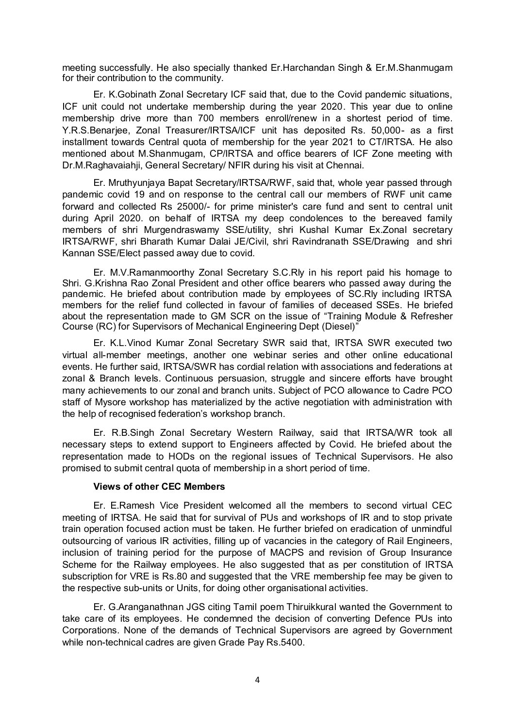meeting successfully. He also specially thanked Er.Harchandan Singh & Er.M.Shanmugam for their contribution to the community.

Er. K.Gobinath Zonal Secretary ICF said that, due to the Covid pandemic situations, ICF unit could not undertake membership during the year 2020. This year due to online membership drive more than 700 members enroll/renew in a shortest period of time. Y.R.S.Benarjee, Zonal Treasurer/IRTSA/ICF unit has deposited Rs. 50,000- as a first installment towards Central quota of membership for the year 2021 to CT/IRTSA. He also mentioned about M.Shanmugam, CP/IRTSA and office bearers of ICF Zone meeting with Dr.M.Raghavaiahji, General Secretary/ NFIR during his visit at Chennai.

Er. Mruthyunjaya Bapat Secretary/IRTSA/RWF, said that, whole year passed through pandemic covid 19 and on response to the central call our members of RWF unit came forward and collected Rs 25000/- for prime minister's care fund and sent to central unit during April 2020. on behalf of IRTSA my deep condolences to the bereaved family members of shri Murgendraswamy SSE/utility, shri Kushal Kumar Ex.Zonal secretary IRTSA/RWF, shri Bharath Kumar Dalai JE/Civil, shri Ravindranath SSE/Drawing and shri Kannan SSE/Elect passed away due to covid.

Er. M.V.Ramanmoorthy Zonal Secretary S.C.Rly in his report paid his homage to Shri. G.Krishna Rao Zonal President and other office bearers who passed away during the pandemic. He briefed about contribution made by employees of SC.Rly including IRTSA members for the relief fund collected in favour of families of deceased SSEs. He briefed about the representation made to GM SCR on the issue of "Training Module & Refresher Course (RC) for Supervisors of Mechanical Engineering Dept (Diesel)"

Er. K.L.Vinod Kumar Zonal Secretary SWR said that, IRTSA SWR executed two virtual all-member meetings, another one webinar series and other online educational events. He further said, IRTSA/SWR has cordial relation with associations and federations at zonal & Branch levels. Continuous persuasion, struggle and sincere efforts have brought many achievements to our zonal and branch units. Subject of PCO allowance to Cadre PCO staff of Mysore workshop has materialized by the active negotiation with administration with the help of recognised federation's workshop branch.

Er. R.B.Singh Zonal Secretary Western Railway, said that IRTSA/WR took all necessary steps to extend support to Engineers affected by Covid. He briefed about the representation made to HODs on the regional issues of Technical Supervisors. He also promised to submit central quota of membership in a short period of time.

**Views of other CEC Members**

Er. E.Ramesh Vice President welcomed all the members to second virtual CEC meeting of IRTSA. He said that for survival of PUs and workshops of IR and to stop private train operation focused action must be taken. He further briefed on eradication of unmindful outsourcing of various IR activities, filling up of vacancies in the category of Rail Engineers, inclusion of training period for the purpose of MACPS and revision of Group Insurance Scheme for the Railway employees. He also suggested that as per constitution of IRTSA subscription for VRE is Rs.80 and suggested that the VRE membership fee may be given to the respective sub-units or Units, for doing other organisational activities.

Er. G.Aranganathnan JGS citing Tamil poem Thiruikkural wanted the Government to take care of its employees. He condemned the decision of converting Defence PUs into Corporations. None of the demands of Technical Supervisors are agreed by Government while non-technical cadres are given Grade Pay Rs.5400.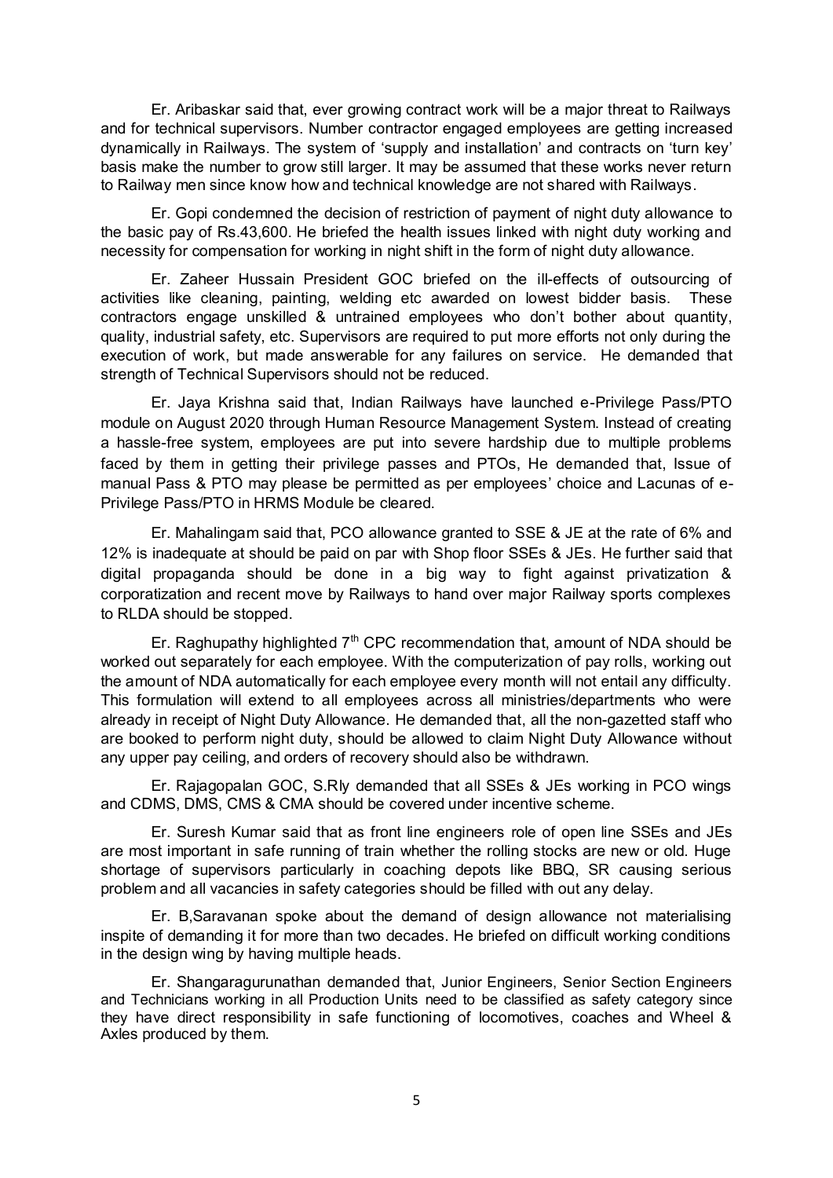Er. Aribaskar said that, ever growing contract work will be a major threat to Railways and for technical supervisors. Number contractor engaged employees are getting increased dynamically in Railways. The system of 'supply and installation' and contracts on 'turn key' basis make the number to grow still larger. It may be assumed that these works never return to Railway men since know how and technical knowledge are not shared with Railways.

Er. Gopi condemned the decision of restriction of payment of night duty allowance to the basic pay of Rs.43,600. He briefed the health issues linked with night duty working and necessity for compensation for working in night shift in the form of night duty allowance.

Er. Zaheer Hussain President GOC briefed on the ill-effects of outsourcing of activities like cleaning, painting, welding etc awarded on lowest bidder basis. These contractors engage unskilled & untrained employees who don't bother about quantity, quality, industrial safety, etc. Supervisors are required to put more efforts not only during the execution of work, but made answerable for any failures on service. He demanded that strength of Technical Supervisors should not be reduced.

Er. Jaya Krishna said that, Indian Railways have launched e-Privilege Pass/PTO module on August 2020 through Human Resource Management System. Instead of creating a hassle-free system, employees are put into severe hardship due to multiple problems faced by them in getting their privilege passes and PTOs, He demanded that, Issue of manual Pass & PTO may please be permitted as per employees' choice and Lacunas of e-Privilege Pass/PTO in HRMS Module be cleared.

Er. Mahalingam said that, PCO allowance granted to SSE & JE at the rate of 6% and 12% is inadequate at should be paid on par with Shop floor SSEs & JEs. He further said that digital propaganda should be done in a big way to fight against privatization & corporatization and recent move by Railways to hand over major Railway sports complexes to RLDA should be stopped.

Er. Raghupathy highlighted 7th CPC recommendation that, amount of NDA should be worked out separately for each employee. With the computerization of pay rolls, working out the amount of NDA automatically for each employee every month will not entail any difficulty. This formulation will extend to all employees across all ministries/departments who were already in receipt of Night Duty Allowance. He demanded that, all the non-gazetted staff who are booked to perform night duty, should be allowed to claim Night Duty Allowance without any upper pay ceiling, and orders of recovery should also be withdrawn.

Er. Rajagopalan GOC, S.Rly demanded that all SSEs & JEs working in PCO wings and CDMS, DMS, CMS & CMA should be covered under incentive scheme.

Er. Suresh Kumar said that as front line engineers role of open line SSEs and JEs are most important in safe running of train whether the rolling stocks are new or old. Huge shortage of supervisors particularly in coaching depots like BBQ, SR causing serious problem and all vacancies in safety categories should be filled with out any delay.

Er. B,Saravanan spoke about the demand of design allowance not materialising inspite of demanding it for more than two decades. He briefed on difficult working conditions in the design wing by having multiple heads.

Er. Shangaragurunathan demanded that, Junior Engineers, Senior Section Engineers and Technicians working in all Production Units need to be classified as safety category since they have direct responsibility in safe functioning of locomotives, coaches and Wheel & Axles produced by them.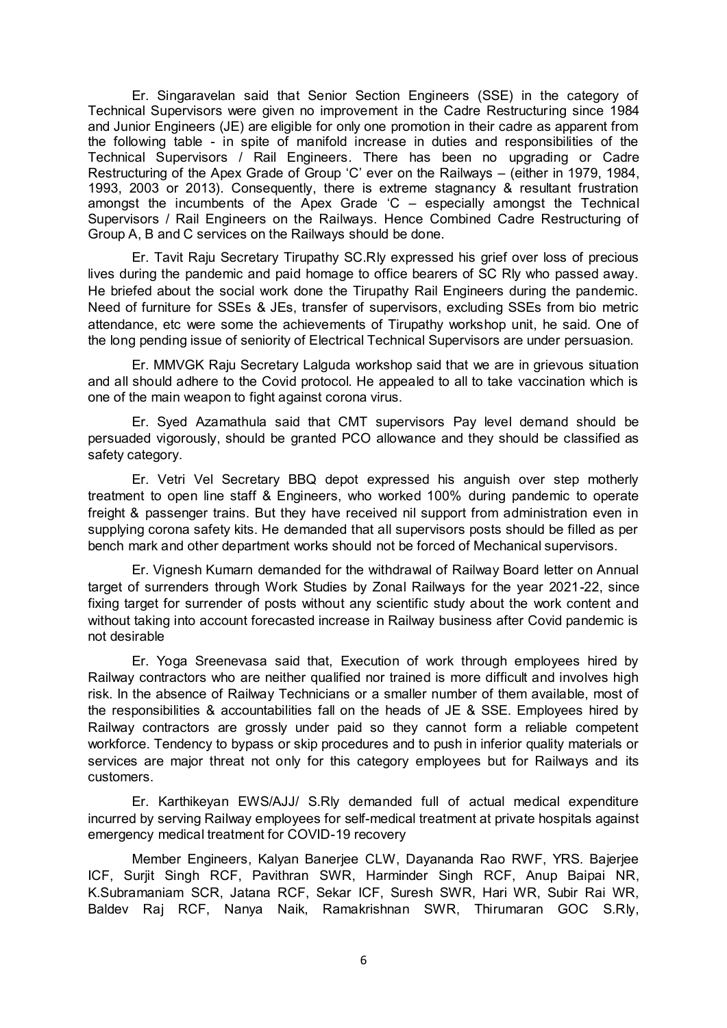Er. Singaravelan said that Senior Section Engineers (SSE) in the category of Technical Supervisors were given no improvement in the Cadre Restructuring since 1984 and Junior Engineers (JE) are eligible for only one promotion in their cadre as apparent from the following table - in spite of manifold increase in duties and responsibilities of the Technical Supervisors / Rail Engineers. There has been no upgrading or Cadre Restructuring of the Apex Grade of Group 'C' ever on the Railways – (either in 1979, 1984, 1993, 2003 or 2013). Consequently, there is extreme stagnancy & resultant frustration amongst the incumbents of the Apex Grade 'C – especially amongst the Technical Supervisors / Rail Engineers on the Railways. Hence Combined Cadre Restructuring of Group A, B and C services on the Railways should be done.

Er. Tavit Raju Secretary Tirupathy SC.Rly expressed his grief over loss of precious lives during the pandemic and paid homage to office bearers of SC Rly who passed away. He briefed about the social work done the Tirupathy Rail Engineers during the pandemic. Need of furniture for SSEs & JEs, transfer of supervisors, excluding SSEs from bio metric attendance, etc were some the achievements of Tirupathy workshop unit, he said. One of the long pending issue of seniority of Electrical Technical Supervisors are under persuasion.

Er. MMVGK Raju Secretary Lalguda workshop said that we are in grievous situation and all should adhere to the Covid protocol. He appealed to all to take vaccination which is one of the main weapon to fight against corona virus.

Er. Syed Azamathula said that CMT supervisors Pay level demand should be persuaded vigorously, should be granted PCO allowance and they should be classified as safety category.

Er. Vetri Vel Secretary BBQ depot expressed his anguish over step motherly treatment to open line staff & Engineers, who worked 100% during pandemic to operate freight & passenger trains. But they have received nil support from administration even in supplying corona safety kits. He demanded that all supervisors posts should be filled as per bench mark and other department works should not be forced of Mechanical supervisors.

Er. Vignesh Kumarn demanded for the withdrawal of Railway Board letter on Annual target of surrenders through Work Studies by Zonal Railways for the year 2021-22, since fixing target for surrender of posts without any scientific study about the work content and without taking into account forecasted increase in Railway business after Covid pandemic is not desirable

Er. Yoga Sreenevasa said that, Execution of work through employees hired by Railway contractors who are neither qualified nor trained is more difficult and involves high risk. In the absence of Railway Technicians or a smaller number of them available, most of the responsibilities & accountabilities fall on the heads of JE & SSE. Employees hired by Railway contractors are grossly under paid so they cannot form a reliable competent workforce. Tendency to bypass or skip procedures and to push in inferior quality materials or services are major threat not only for this category employees but for Railways and its customers.

Er. Karthikeyan EWS/AJJ/ S.Rly demanded full of actual medical expenditure incurred by serving Railway employees for self-medical treatment at private hospitals against emergency medical treatment for COVID-19 recovery

Member Engineers, Kalyan Banerjee CLW, Dayananda Rao RWF, YRS. Bajerjee ICF, Surjit Singh RCF, Pavithran SWR, Harminder Singh RCF, Anup Baipai NR, K.Subramaniam SCR, Jatana RCF, Sekar ICF, Suresh SWR, Hari WR, Subir Rai WR, Baldev Raj RCF, Nanya Naik, Ramakrishnan SWR, Thirumaran GOC S.Rly,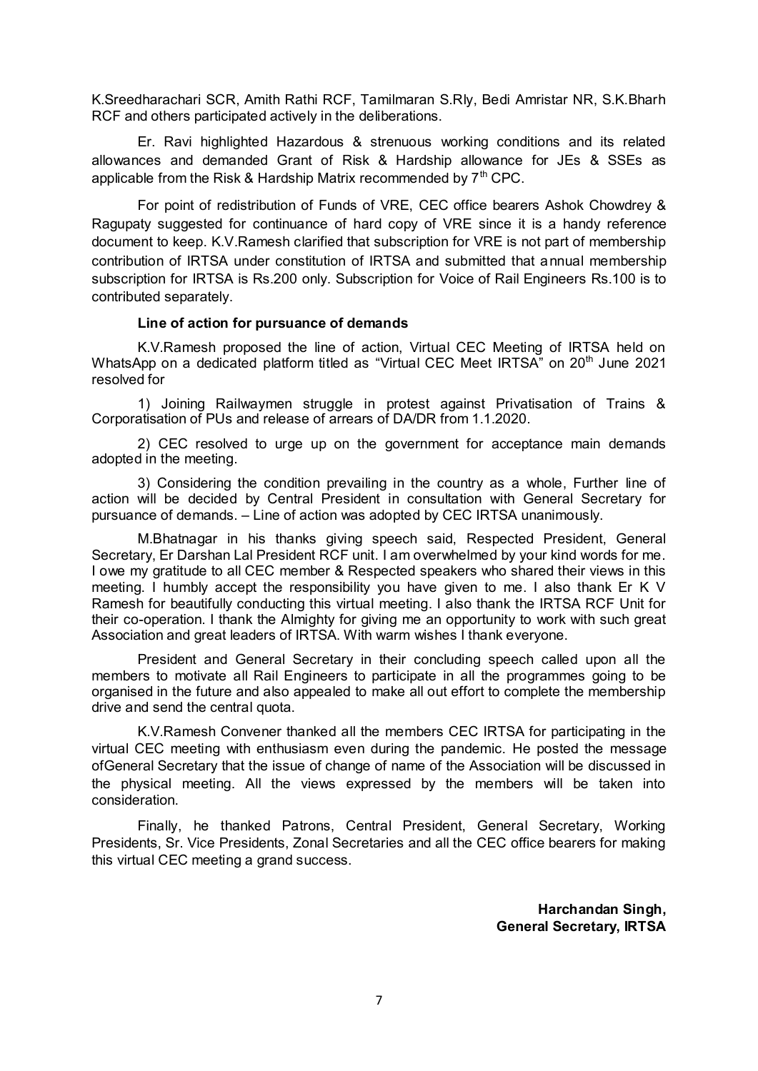K.Sreedharachari SCR, Amith Rathi RCF, Tamilmaran S.Rly, Bedi Amristar NR, S.K.Bharh RCF and others participated actively in the deliberations.

Er. Ravi highlighted Hazardous & strenuous working conditions and its related allowances and demanded Grant of Risk & Hardship allowance for JEs & SSEs as applicable from the Risk & Hardship Matrix recommended by 7th CPC.

For point of redistribution of Funds of VRE, CEC office bearers Ashok Chowdrey & Ragupaty suggested for continuance of hard copy of VRE since it is a handy reference document to keep. K.V.Ramesh clarified that subscription for VRE is not part of membership contribution of IRTSA under constitution of IRTSA and submitted that annual membership subscription for IRTSA is Rs.200 only. Subscription for Voice of Rail Engineers Rs.100 is to contributed separately.

**Line of action for pursuance of demands**

K.V.Ramesh proposed the line of action, Virtual CEC Meeting of IRTSA held on WhatsApp on a dedicated platform titled as "Virtual CEC Meet IRTSA" on 20th June 2021 resolved for

1) Joining Railwaymen struggle in protest against Privatisation of Trains & Corporatisation of PUs and release of arrears of DA/DR from 1.1.2020.

2) CEC resolved to urge up on the government for acceptance main demands adopted in the meeting.

3) Considering the condition prevailing in the country as a whole, Further line of action will be decided by Central President in consultation with General Secretary for pursuance of demands. – Line of action was adopted by CEC IRTSA unanimously.

M.Bhatnagar in his thanks giving speech said, Respected President, General Secretary, Er Darshan Lal President RCF unit. I am overwhelmed by your kind words for me. I owe my gratitude to all CEC member & Respected speakers who shared their views in this meeting. I humbly accept the responsibility you have given to me. I also thank Er K V Ramesh for beautifully conducting this virtual meeting. I also thank the IRTSA RCF Unit for their co-operation. I thank the Almighty for giving me an opportunity to work with such great Association and great leaders of IRTSA. With warm wishes I thank everyone.

President and General Secretary in their concluding speech called upon all the members to motivate all Rail Engineers to participate in all the programmes going to be organised in the future and also appealed to make all out effort to complete the membership drive and send the central quota.

K.V.Ramesh Convener thanked all the members CEC IRTSA for participating in the virtual CEC meeting with enthusiasm even during the pandemic. He posted the message ofGeneral Secretary that the issue of change of name of the Association will be discussed in the physical meeting. All the views expressed by the members will be taken into consideration.

Finally, he thanked Patrons, Central President, General Secretary, Working Presidents, Sr. Vice Presidents, Zonal Secretaries and all the CEC office bearers for making this virtual CEC meeting a grand success.

**Harchandan Singh,**
**General Secretary, IRTSA**